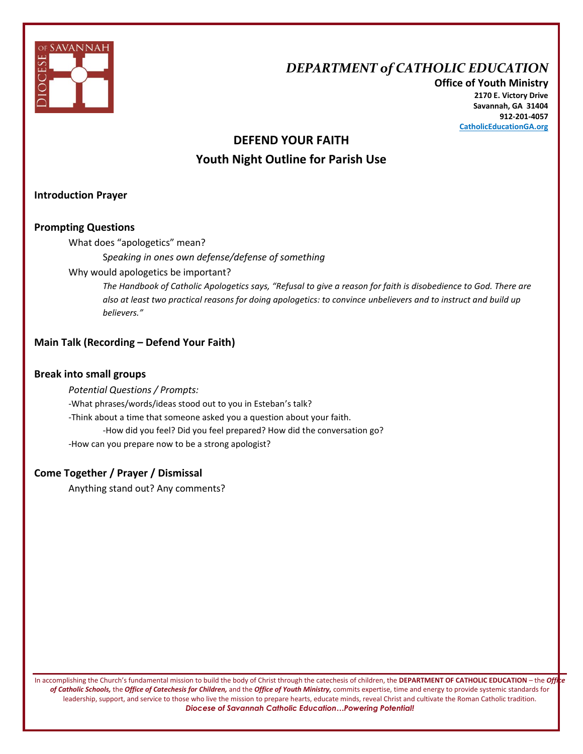DIOCESE OF SAVANNAH

# *DEPARTMENT of CATHOLIC EDUCATION*

**Office of Youth Ministry**
**2170 E. Victory Drive**
**Savannah, GA 31404**
**912-201-4057**
**CatholicEducationGA.org**

## DEFEND YOUR FAITH
## Youth Night Outline for Parish Use

### Introduction Prayer

### Prompting Questions

What does "apologetics" mean?

*Speaking in ones own defense/defense of something*

Why would apologetics be important?

*The Handbook of Catholic Apologetics says, "Refusal to give a reason for faith is disobedience to God. There are also at least two practical reasons for doing apologetics: to convince unbelievers and to instruct and build up believers."*

### Main Talk (Recording – Defend Your Faith)

### Break into small groups

*Potential Questions / Prompts:*

-What phrases/words/ideas stood out to you in Esteban's talk?

-Think about a time that someone asked you a question about your faith.

-How did you feel? Did you feel prepared? How did the conversation go?

-How can you prepare now to be a strong apologist?

### Come Together / Prayer / Dismissal

Anything stand out? Any comments?

In accomplishing the Church's fundamental mission to build the body of Christ through the catechesis of children, the **DEPARTMENT OF CATHOLIC EDUCATION** – the ***Office of Catholic Schools,*** the ***Office of Catechesis for Children,*** and the ***Office of Youth Ministry,*** commits expertise, time and energy to provide systemic standards for leadership, support, and service to those who live the mission to prepare hearts, educate minds, reveal Christ and cultivate the Roman Catholic tradition.
***Diocese of Savannah Catholic Education…Powering Potential!***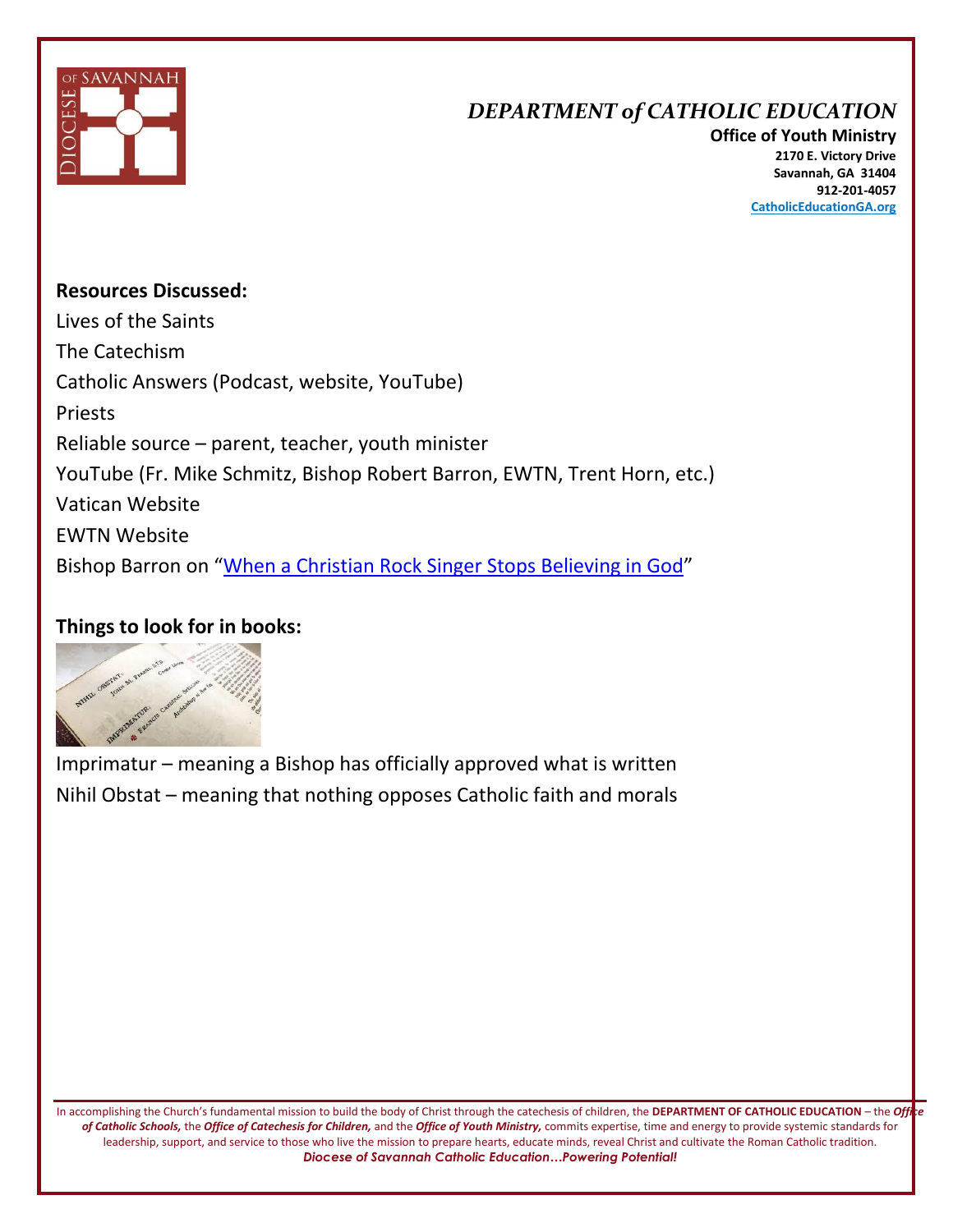## DEPARTMENT of CATHOLIC EDUCATION

**Office of Youth Ministry**
**2170 E. Victory Drive**
**Savannah, GA 31404**
**912-201-4057**
**CatholicEducationGA.org**

**Resources Discussed:**

Lives of the Saints
The Catechism
Catholic Answers (Podcast, website, YouTube)
Priests
Reliable source – parent, teacher, youth minister
YouTube (Fr. Mike Schmitz, Bishop Robert Barron, EWTN, Trent Horn, etc.)
Vatican Website
EWTN Website
Bishop Barron on "When a Christian Rock Singer Stops Believing in God"

**Things to look for in books:**

Imprimatur – meaning a Bishop has officially approved what is written
Nihil Obstat – meaning that nothing opposes Catholic faith and morals

In accomplishing the Church's fundamental mission to build the body of Christ through the catechesis of children, the **DEPARTMENT OF CATHOLIC EDUCATION** – the ***Office of Catholic Schools,*** the ***Office of Catechesis for Children,*** and the ***Office of Youth Ministry,*** commits expertise, time and energy to provide systemic standards for leadership, support, and service to those who live the mission to prepare hearts, educate minds, reveal Christ and cultivate the Roman Catholic tradition.
***Diocese of Savannah Catholic Education…Powering Potential!***